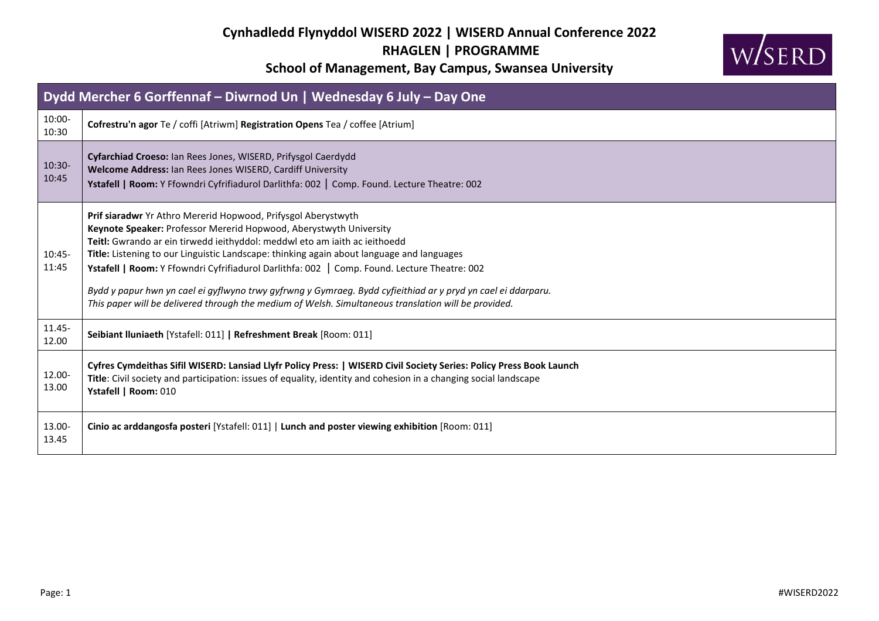# Cynhadledd Flynyddol WISERD 2022 | WISERD Annual Conference 2022

## RHAGLEN | PROGRAMME

## School of Management, Bay Campus, Swansea University

| Dydd Mercher 6 Gorffennaf – Diwrnod Un \| Wednesday 6 July – Day One | |
|---|---|
| 10:00-10:30 | **Cofrestru'n agor** Te / coffi [Atriwm] **Registration Opens** Tea / coffee [Atrium] |
| 10:30-10:45 | **Cyfarchiad Croeso:** Ian Rees Jones, WISERD, Prifysgol Caerdydd<br>**Welcome Address:** Ian Rees Jones WISERD, Cardiff University<br>**Ystafell \| Room:** Y Ffowndri Cyfrifiadurol Darlithfa: 002 \| Comp. Found. Lecture Theatre: 002 |
| 10:45-11:45 | **Prif siaradwr** Yr Athro Mererid Hopwood, Prifysgol Aberystwyth<br>**Keynote Speaker:** Professor Mererid Hopwood, Aberystwyth University<br>**Teitl:** Gwrando ar ein tirwedd ieithyddol: meddwl eto am iaith ac ieithoedd<br>**Title:** Listening to our Linguistic Landscape: thinking again about language and languages<br>**Ystafell \| Room:** Y Ffowndri Cyfrifiadurol Darlithfa: 002 \| Comp. Found. Lecture Theatre: 002<br>*Bydd y papur hwn yn cael ei gyflwyno trwy gyfrwng y Gymraeg. Bydd cyfieithiad ar y pryd yn cael ei ddarparu.*<br>*This paper will be delivered through the medium of Welsh. Simultaneous translation will be provided.* |
| 11.45-12.00 | **Seibiant lluniaeth** [Ystafell: 011] **\| Refreshment Break** [Room: 011] |
| 12.00-13.00 | **Cyfres Cymdeithas Sifil WISERD: Lansiad Llyfr Policy Press: \| WISERD Civil Society Series: Policy Press Book Launch**<br>**Title**: Civil society and participation: issues of equality, identity and cohesion in a changing social landscape<br>**Ystafell \| Room:** 010 |
| 13.00-13.45 | **Cinio ac arddangosfa posteri** [Ystafell: 011] \| **Lunch and poster viewing exhibition** [Room: 011] |

#WISERD2022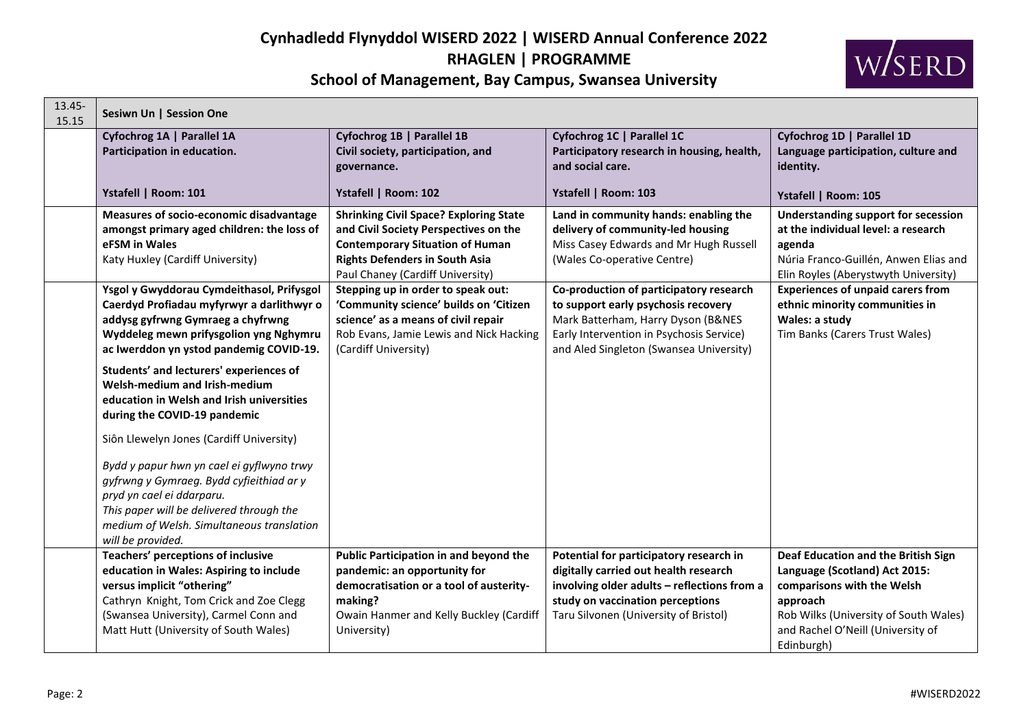# Cynhadledd Flynyddol WISERD 2022 | WISERD Annual Conference 2022

## RHAGLEN | PROGRAMME

## School of Management, Bay Campus, Swansea University

| 13.45-15.15 | Sesiwn Un \| Session One | | | |
|---|---|---|---|---|
| | **Cyfochrog 1A \| Parallel 1A**<br>**Participation in education.**<br><br>**Ystafell \| Room: 101** | **Cyfochrog 1B \| Parallel 1B**<br>**Civil society, participation, and governance.**<br><br>**Ystafell \| Room: 102** | **Cyfochrog 1C \| Parallel 1C**<br>**Participatory research in housing, health, and social care.**<br><br>**Ystafell \| Room: 103** | **Cyfochrog 1D \| Parallel 1D**<br>**Language participation, culture and identity.**<br><br>**Ystafell \| Room: 105** |
| | **Measures of socio-economic disadvantage amongst primary aged children: the loss of eFSM in Wales**<br>Katy Huxley (Cardiff University) | **Shrinking Civil Space? Exploring State and Civil Society Perspectives on the Contemporary Situation of Human Rights Defenders in South Asia**<br>Paul Chaney (Cardiff University) | **Land in community hands: enabling the delivery of community-led housing**<br>Miss Casey Edwards and Mr Hugh Russell (Wales Co-operative Centre) | **Understanding support for secession at the individual level: a research agenda**<br>Núria Franco-Guillén, Anwen Elias and Elin Royles (Aberystwyth University) |
| | **Ysgol y Gwyddorau Cymdeithasol, Prifysgol Caerdydd Profiadau myfyrwyr a darlithwyr o addysg gyfrwng Cymraeg a chyfrwng Wyddeleg mewn prifysgolion yng Nghymru ac Iwerddon yn ystod pandemig COVID-19.**<br><br>**Students' and lecturers' experiences of Welsh-medium and Irish-medium education in Welsh and Irish universities during the COVID-19 pandemic**<br><br>Siôn Llewelyn Jones (Cardiff University)<br><br>*Bydd y papur hwn yn cael ei gyflwyno trwy gyfrwng y Gymraeg. Bydd cyfieithiad ar y pryd yn cael ei ddarparu.*<br>*This paper will be delivered through the medium of Welsh. Simultaneous translation will be provided.* | **Stepping up in order to speak out: 'Community science' builds on 'Citizen science' as a means of civil repair**<br>Rob Evans, Jamie Lewis and Nick Hacking (Cardiff University) | **Co-production of participatory research to support early psychosis recovery**<br>Mark Batterham, Harry Dyson (B&NES Early Intervention in Psychosis Service) and Aled Singleton (Swansea University) | **Experiences of unpaid carers from ethnic minority communities in Wales: a study**<br>Tim Banks (Carers Trust Wales) |
| | **Teachers' perceptions of inclusive education in Wales: Aspiring to include versus implicit "othering"**<br>Cathryn Knight, Tom Crick and Zoe Clegg (Swansea University), Carmel Conn and Matt Hutt (University of South Wales) | **Public Participation in and beyond the pandemic: an opportunity for democratisation or a tool of austerity-making?**<br>Owain Hanmer and Kelly Buckley (Cardiff University) | **Potential for participatory research in digitally carried out health research involving older adults – reflections from a study on vaccination perceptions**<br>Taru Silvonen (University of Bristol) | **Deaf Education and the British Sign Language (Scotland) Act 2015: comparisons with the Welsh approach**<br>Rob Wilks (University of South Wales) and Rachel O'Neill (University of Edinburgh) |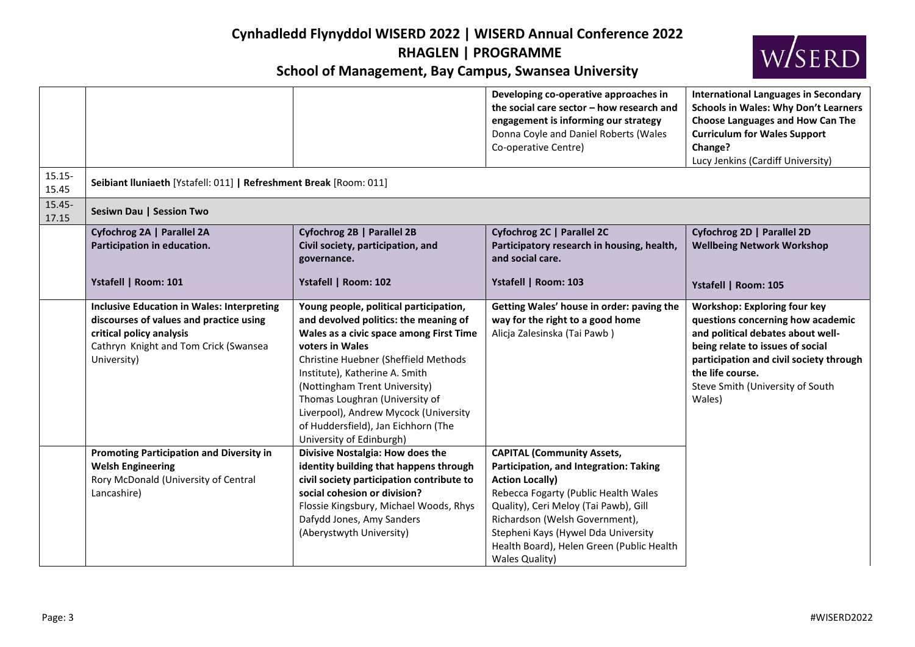# Cynhadledd Flynyddol WISERD 2022 | WISERD Annual Conference 2022

## RHAGLEN | PROGRAMME

### School of Management, Bay Campus, Swansea University

| | | | | |
|---|---|---|---|---|
| | | | **Developing co-operative approaches in the social care sector – how research and engagement is informing our strategy** Donna Coyle and Daniel Roberts (Wales Co-operative Centre) | **International Languages in Secondary Schools in Wales: Why Don't Learners Choose Languages and How Can The Curriculum for Wales Support Change?** Lucy Jenkins (Cardiff University) |
| 15.15-15.45 | **Seibiant lluniaeth** [Ystafell: 011] **\| Refreshment Break** [Room: 011] | | | |
| 15.45-17.15 | **Sesiwn Dau \| Session Two** | | | |
| | **Cyfochrog 2A \| Parallel 2A** **Participation in education.** **Ystafell \| Room: 101** | **Cyfochrog 2B \| Parallel 2B** **Civil society, participation, and governance.** **Ystafell \| Room: 102** | **Cyfochrog 2C \| Parallel 2C** **Participatory research in housing, health, and social care.** **Ystafell \| Room: 103** | **Cyfochrog 2D \| Parallel 2D** **Wellbeing Network Workshop** **Ystafell \| Room: 105** |
| | **Inclusive Education in Wales: Interpreting discourses of values and practice using critical policy analysis** Cathryn Knight and Tom Crick (Swansea University) | **Young people, political participation, and devolved politics: the meaning of Wales as a civic space among First Time voters in Wales** Christine Huebner (Sheffield Methods Institute), Katherine A. Smith (Nottingham Trent University) Thomas Loughran (University of Liverpool), Andrew Mycock (University of Huddersfield), Jan Eichhorn (The University of Edinburgh) | **Getting Wales' house in order: paving the way for the right to a good home** Alicja Zalesinska (Tai Pawb ) | **Workshop: Exploring four key questions concerning how academic and political debates about well-being relate to issues of social participation and civil society through the life course.** Steve Smith (University of South Wales) |
| | **Promoting Participation and Diversity in Welsh Engineering** Rory McDonald (University of Central Lancashire) | **Divisive Nostalgia: How does the identity building that happens through civil society participation contribute to social cohesion or division?** Flossie Kingsbury, Michael Woods, Rhys Dafydd Jones, Amy Sanders (Aberystwyth University) | **CAPITAL (Community Assets, Participation, and Integration: Taking Action Locally)** Rebecca Fogarty (Public Health Wales Quality), Ceri Meloy (Tai Pawb), Gill Richardson (Welsh Government), Stepheni Kays (Hywel Dda University Health Board), Helen Green (Public Health Wales Quality) | |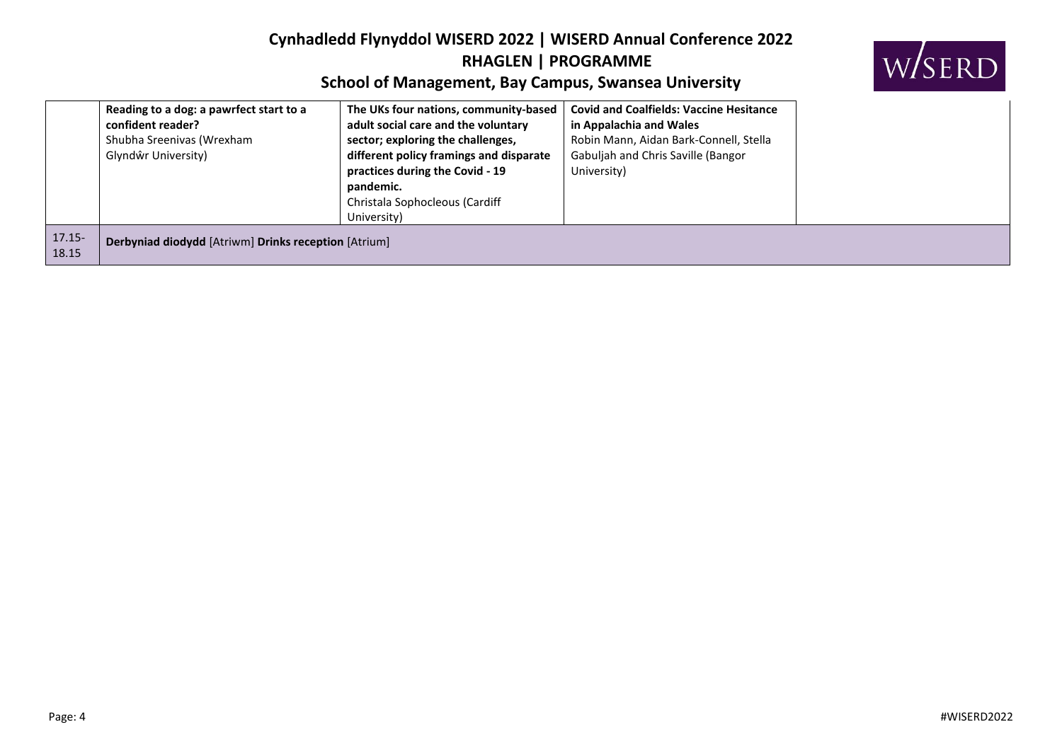| | | | | |
|---|---|---|---|---|
| | **Reading to a dog: a pawrfect start to a confident reader?** Shubha Sreenivas (Wrexham Glyndŵr University) | **The UKs four nations, community-based adult social care and the voluntary sector; exploring the challenges, different policy framings and disparate practices during the Covid - 19 pandemic.** Christala Sophocleous (Cardiff University) | **Covid and Coalfields: Vaccine Hesitance in Appalachia and Wales** Robin Mann, Aidan Bark-Connell, Stella Gabuljah and Chris Saville (Bangor University) | |
| 17.15-18.15 | **Derbyniad diodydd** [Atriwm] **Drinks reception** [Atrium] | | | |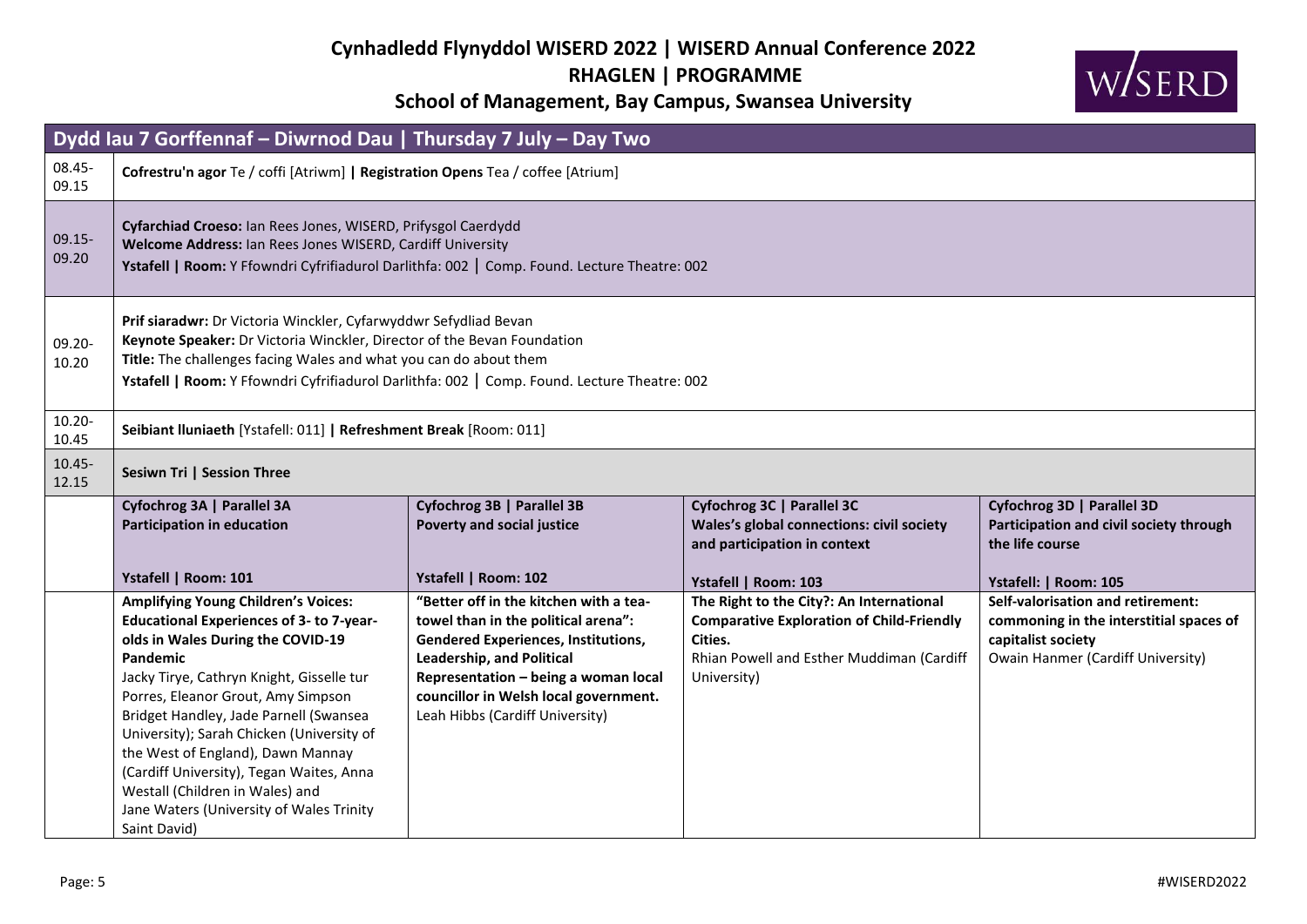# Cynhadledd Flynyddol WISERD 2022 | WISERD Annual Conference 2022
## RHAGLEN | PROGRAMME
## School of Management, Bay Campus, Swansea University

### Dydd Iau 7 Gorffennaf – Diwrnod Dau | Thursday 7 July – Day Two

| Time | | | | |
|---|---|---|---|---|
| 08.45-09.15 | **Cofrestru'n agor** Te / coffi [Atriwm] **\| Registration Opens** Tea / coffee [Atrium] | | | |
| 09.15-09.20 | **Cyfarchiad Croeso:** Ian Rees Jones, WISERD, Prifysgol Caerdydd<br>**Welcome Address:** Ian Rees Jones WISERD, Cardiff University<br>**Ystafell \| Room:** Y Ffowndri Cyfrifiadurol Darlithfa: 002 \| Comp. Found. Lecture Theatre: 002 | | | |
| 09.20-10.20 | **Prif siaradwr:** Dr Victoria Winckler, Cyfarwyddwr Sefydliad Bevan<br>**Keynote Speaker:** Dr Victoria Winckler, Director of the Bevan Foundation<br>**Title:** The challenges facing Wales and what you can do about them<br>**Ystafell \| Room:** Y Ffowndri Cyfrifiadurol Darlithfa: 002 \| Comp. Found. Lecture Theatre: 002 | | | |
| 10.20-10.45 | **Seibiant lluniaeth** [Ystafell: 011] **\| Refreshment Break** [Room: 011] | | | |
| 10.45-12.15 | **Sesiwn Tri \| Session Three** | | | |
| | **Cyfochrog 3A \| Parallel 3A**<br>**Participation in education**<br><br>**Ystafell \| Room: 101** | **Cyfochrog 3B \| Parallel 3B**<br>**Poverty and social justice**<br><br>**Ystafell \| Room: 102** | **Cyfochrog 3C \| Parallel 3C**<br>**Wales's global connections: civil society and participation in context**<br><br>**Ystafell \| Room: 103** | **Cyfochrog 3D \| Parallel 3D**<br>**Participation and civil society through the life course**<br><br>**Ystafell: \| Room: 105** |
| | **Amplifying Young Children's Voices: Educational Experiences of 3- to 7-year-olds in Wales During the COVID-19 Pandemic**<br>Jacky Tirye, Cathryn Knight, Gisselle tur Porres, Eleanor Grout, Amy Simpson Bridget Handley, Jade Parnell (Swansea University); Sarah Chicken (University of the West of England), Dawn Mannay (Cardiff University), Tegan Waites, Anna Westall (Children in Wales) and Jane Waters (University of Wales Trinity Saint David) | **"Better off in the kitchen with a tea-towel than in the political arena": Gendered Experiences, Institutions, Leadership, and Political Representation – being a woman local councillor in Welsh local government.**<br>Leah Hibbs (Cardiff University) | **The Right to the City?: An International Comparative Exploration of Child-Friendly Cities.**<br>Rhian Powell and Esther Muddiman (Cardiff University) | **Self-valorisation and retirement: commoning in the interstitial spaces of capitalist society**<br>Owain Hanmer (Cardiff University) |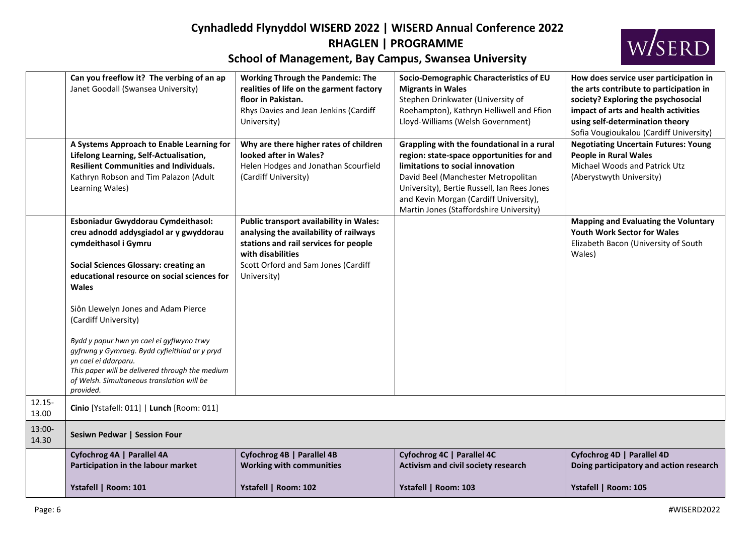# Cynhadledd Flynyddol WISERD 2022 | WISERD Annual Conference 2022

## RHAGLEN | PROGRAMME

### School of Management, Bay Campus, Swansea University

| | | | | |
|---|---|---|---|---|
| | **Can you freeflow it? The verbing of an ap**<br>Janet Goodall (Swansea University) | **Working Through the Pandemic: The realities of life on the garment factory floor in Pakistan.**<br>Rhys Davies and Jean Jenkins (Cardiff University) | **Socio-Demographic Characteristics of EU Migrants in Wales**<br>Stephen Drinkwater (University of Roehampton), Kathryn Helliwell and Ffion Lloyd-Williams (Welsh Government) | **How does service user participation in the arts contribute to participation in society? Exploring the psychosocial impact of arts and health activities using self-determination theory**<br>Sofia Vougioukalou (Cardiff University) |
| | **A Systems Approach to Enable Learning for Lifelong Learning, Self-Actualisation, Resilient Communities and Individuals.**<br>Kathryn Robson and Tim Palazon (Adult Learning Wales) | **Why are there higher rates of children looked after in Wales?**<br>Helen Hodges and Jonathan Scourfield (Cardiff University) | **Grappling with the foundational in a rural region: state-space opportunities for and limitations to social innovation**<br>David Beel (Manchester Metropolitan University), Bertie Russell, Ian Rees Jones and Kevin Morgan (Cardiff University), Martin Jones (Staffordshire University) | **Negotiating Uncertain Futures: Young People in Rural Wales**<br>Michael Woods and Patrick Utz (Aberystwyth University) |
| | **Esboniadur Gwyddorau Cymdeithasol: creu adnodd addysgiadol ar y gwyddorau cymdeithasol i Gymru**<br><br>**Social Sciences Glossary: creating an educational resource on social sciences for Wales**<br><br>Siôn Llewelyn Jones and Adam Pierce (Cardiff University)<br><br>*Bydd y papur hwn yn cael ei gyflwyno trwy gyfrwng y Gymraeg. Bydd cyfieithiad ar y pryd yn cael ei ddarparu.*<br>*This paper will be delivered through the medium of Welsh. Simultaneous translation will be provided.* | **Public transport availability in Wales: analysing the availability of railways stations and rail services for people with disabilities**<br>Scott Orford and Sam Jones (Cardiff University) | | **Mapping and Evaluating the Voluntary Youth Work Sector for Wales**<br>Elizabeth Bacon (University of South Wales) |
| 12.15-13.00 | **Cinio** [Ystafell: 011] \| **Lunch** [Room: 011] | | | |
| 13:00-14.30 | **Sesiwn Pedwar \| Session Four** | | | |
| | **Cyfochrog 4A \| Parallel 4A**<br>**Participation in the labour market**<br><br>**Ystafell \| Room: 101** | **Cyfochrog 4B \| Parallel 4B**<br>**Working with communities**<br><br>**Ystafell \| Room: 102** | **Cyfochrog 4C \| Parallel 4C**<br>**Activism and civil society research**<br><br>**Ystafell \| Room: 103** | **Cyfochrog 4D \| Parallel 4D**<br>**Doing participatory and action research**<br><br>**Ystafell \| Room: 105** |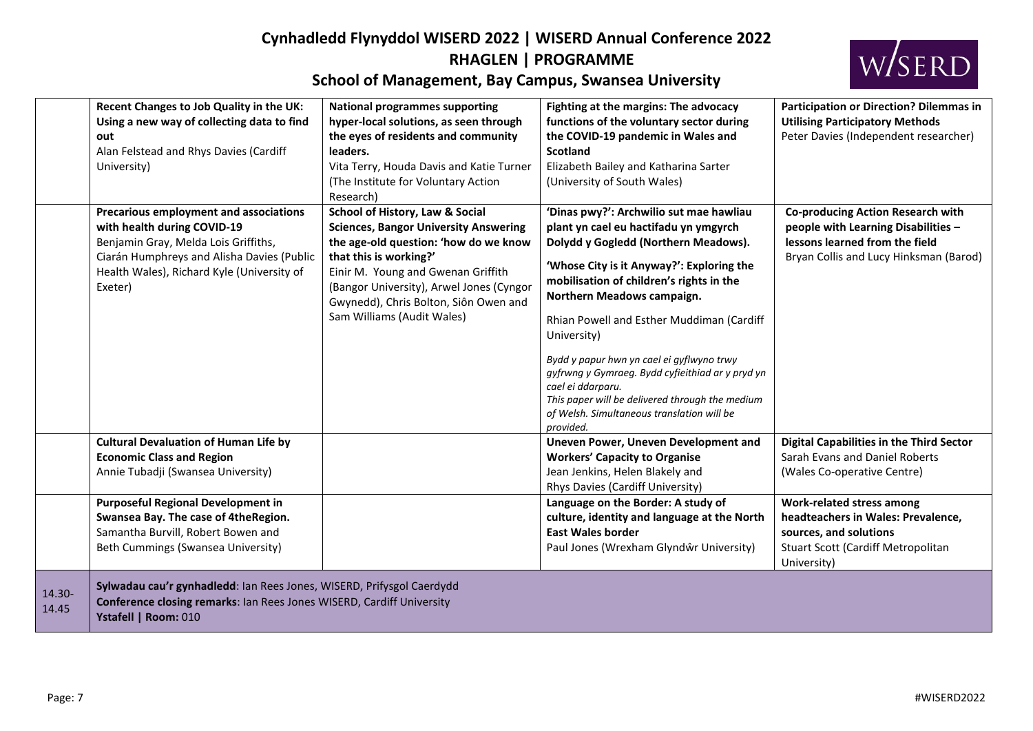| | | | | |
|---|---|---|---|---|
| | **Recent Changes to Job Quality in the UK: Using a new way of collecting data to find out**<br>Alan Felstead and Rhys Davies (Cardiff University) | **National programmes supporting hyper-local solutions, as seen through the eyes of residents and community leaders.**<br>Vita Terry, Houda Davis and Katie Turner (The Institute for Voluntary Action Research) | **Fighting at the margins: The advocacy functions of the voluntary sector during the COVID-19 pandemic in Wales and Scotland**<br>Elizabeth Bailey and Katharina Sarter (University of South Wales) | **Participation or Direction? Dilemmas in Utilising Participatory Methods**<br>Peter Davies (Independent researcher) |
| | **Precarious employment and associations with health during COVID-19**<br>Benjamin Gray, Melda Lois Griffiths, Ciarán Humphreys and Alisha Davies (Public Health Wales), Richard Kyle (University of Exeter) | **School of History, Law & Social Sciences, Bangor University Answering the age-old question: 'how do we know that this is working?'**<br>Einir M. Young and Gwenan Griffith (Bangor University), Arwel Jones (Cyngor Gwynedd), Chris Bolton, Siôn Owen and Sam Williams (Audit Wales) | **'Dinas pwy?': Archwilio sut mae hawliau plant yn cael eu hactifadu yn ymgyrch Dolydd y Gogledd (Northern Meadows).**<br>**'Whose City is it Anyway?': Exploring the mobilisation of children's rights in the Northern Meadows campaign.**<br>Rhian Powell and Esther Muddiman (Cardiff University)<br>*Bydd y papur hwn yn cael ei gyflwyno trwy gyfrwng y Gymraeg. Bydd cyfieithiad ar y pryd yn cael ei ddarparu.*<br>*This paper will be delivered through the medium of Welsh. Simultaneous translation will be provided.* | **Co-producing Action Research with people with Learning Disabilities – lessons learned from the field**<br>Bryan Collis and Lucy Hinksman (Barod) |
| | **Cultural Devaluation of Human Life by Economic Class and Region**<br>Annie Tubadji (Swansea University) | | **Uneven Power, Uneven Development and Workers' Capacity to Organise**<br>Jean Jenkins, Helen Blakely and Rhys Davies (Cardiff University) | **Digital Capabilities in the Third Sector**<br>Sarah Evans and Daniel Roberts (Wales Co-operative Centre) |
| | **Purposeful Regional Development in Swansea Bay. The case of 4theRegion.**<br>Samantha Burvill, Robert Bowen and Beth Cummings (Swansea University) | | **Language on the Border: A study of culture, identity and language at the North East Wales border**<br>Paul Jones (Wrexham Glyndŵr University) | **Work-related stress among headteachers in Wales: Prevalence, sources, and solutions**<br>Stuart Scott (Cardiff Metropolitan University) |
| 14.30-14.45 | **Sylwadau cau'r gynhadledd**: Ian Rees Jones, WISERD, Prifysgol Caerdydd<br>**Conference closing remarks**: Ian Rees Jones WISERD, Cardiff University<br>**Ystafell \| Room:** 010 | | | |